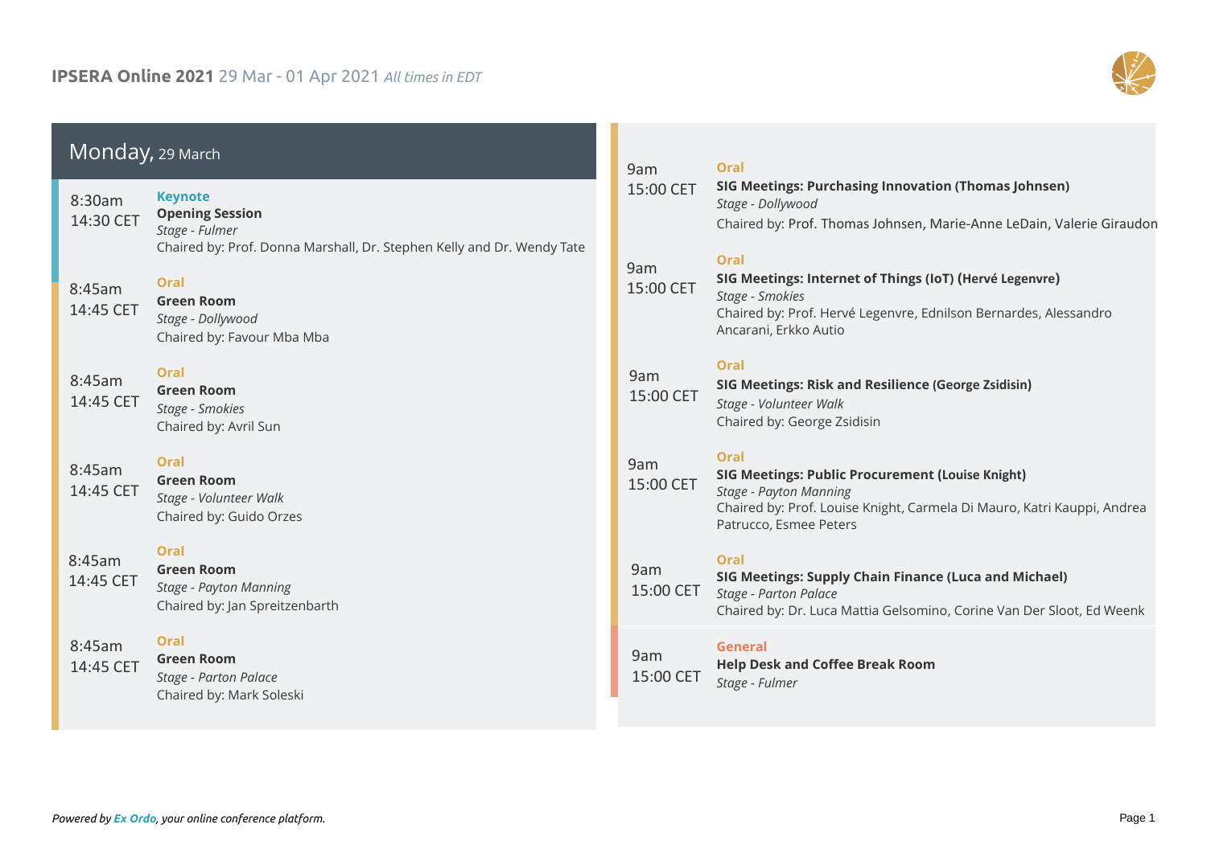# IPSERA Online 2021 29 Mar - 01 Apr 2021 *All times in EDT*

## Monday, 29 March

8:30am
14:30 CET

**Keynote**
**Opening Session**
*Stage - Fulmer*
Chaired by: Prof. Donna Marshall, Dr. Stephen Kelly and Dr. Wendy Tate

8:45am
14:45 CET

**Oral**
**Green Room**
*Stage - Dollywood*
Chaired by: Favour Mba Mba

8:45am
14:45 CET

**Oral**
**Green Room**
*Stage - Smokies*
Chaired by: Avril Sun

8:45am
14:45 CET

**Oral**
**Green Room**
*Stage - Volunteer Walk*
Chaired by: Guido Orzes

8:45am
14:45 CET

**Oral**
**Green Room**
*Stage - Payton Manning*
Chaired by: Jan Spreitzenbarth

8:45am
14:45 CET

**Oral**
**Green Room**
*Stage - Parton Palace*
Chaired by: Mark Soleski

9am
15:00 CET

**Oral**
**SIG Meetings: Purchasing Innovation (Thomas Johnsen)**
*Stage - Dollywood*
Chaired by: Prof. Thomas Johnsen, Marie-Anne LeDain, Valerie Giraudon

9am
15:00 CET

**Oral**
**SIG Meetings: Internet of Things (IoT) (Hervé Legenvre)**
*Stage - Smokies*
Chaired by: Prof. Hervé Legenvre, Ednilson Bernardes, Alessandro Ancarani, Erkko Autio

9am
15:00 CET

**Oral**
**SIG Meetings: Risk and Resilience (George Zsidisin)**
*Stage - Volunteer Walk*
Chaired by: George Zsidisin

9am
15:00 CET

**Oral**
**SIG Meetings: Public Procurement (Louise Knight)**
*Stage - Payton Manning*
Chaired by: Prof. Louise Knight, Carmela Di Mauro, Katri Kauppi, Andrea Patrucco, Esmee Peters

9am
15:00 CET

**Oral**
**SIG Meetings: Supply Chain Finance (Luca and Michael)**
*Stage - Parton Palace*
Chaired by: Dr. Luca Mattia Gelsomino, Corine Van Der Sloot, Ed Weenk

9am
15:00 CET

**General**
**Help Desk and Coffee Break Room**
*Stage - Fulmer*

*Powered by Ex Ordo, your online conference platform.*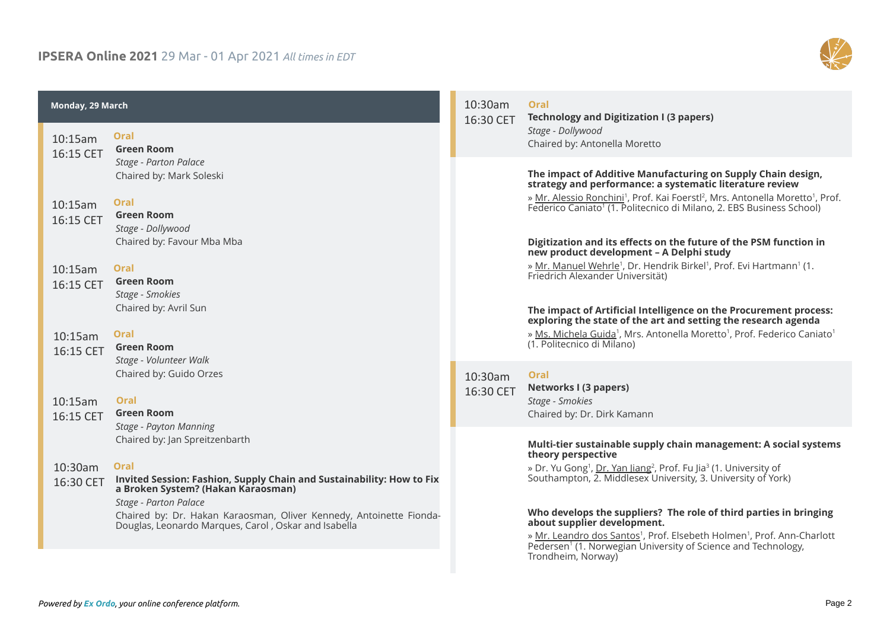## Monday, 29 March

10:15am
16:15 CET

**Oral**
**Green Room**
*Stage - Parton Palace*
Chaired by: Mark Soleski

10:15am
16:15 CET

**Oral**
**Green Room**
*Stage - Dollywood*
Chaired by: Favour Mba Mba

10:15am
16:15 CET

**Oral**
**Green Room**
*Stage - Smokies*
Chaired by: Avril Sun

10:15am
16:15 CET

**Oral**
**Green Room**
*Stage - Volunteer Walk*
Chaired by: Guido Orzes

10:15am
16:15 CET

**Oral**
**Green Room**
*Stage - Payton Manning*
Chaired by: Jan Spreitzenbarth

10:30am
16:30 CET

**Oral**
**Invited Session: Fashion, Supply Chain and Sustainability: How to Fix a Broken System? (Hakan Karaosman)**
*Stage - Parton Palace*
Chaired by: Dr. Hakan Karaosman, Oliver Kennedy, Antoinette Fionda-Douglas, Leonardo Marques, Carol , Oskar and Isabella

10:30am
16:30 CET

**Oral**
**Technology and Digitization I (3 papers)**
*Stage - Dollywood*
Chaired by: Antonella Moretto

**The impact of Additive Manufacturing on Supply Chain design, strategy and performance: a systematic literature review**
» Mr. Alessio Ronchini[1], Prof. Kai Foerstl[2], Mrs. Antonella Moretto[1], Prof. Federico Caniato[1] (1. Politecnico di Milano, 2. EBS Business School)

**Digitization and its effects on the future of the PSM function in new product development – A Delphi study**
» Mr. Manuel Wehrle[1], Dr. Hendrik Birkel[1], Prof. Evi Hartmann[1] (1. Friedrich Alexander Universität)

**The impact of Artificial Intelligence on the Procurement process: exploring the state of the art and setting the research agenda**
» Ms. Michela Guida[1], Mrs. Antonella Moretto[1], Prof. Federico Caniato[1] (1. Politecnico di Milano)

10:30am
16:30 CET

**Oral**
**Networks I (3 papers)**
*Stage - Smokies*
Chaired by: Dr. Dirk Kamann

**Multi-tier sustainable supply chain management: A social systems theory perspective**
» Dr. Yu Gong[1], Dr. Yan Jiang[2], Prof. Fu Jia[3] (1. University of Southampton, 2. Middlesex University, 3. University of York)

**Who develops the suppliers? The role of third parties in bringing about supplier development.**
» Mr. Leandro dos Santos[1], Prof. Elsebeth Holmen[1], Prof. Ann-Charlott Pedersen[1] (1. Norwegian University of Science and Technology, Trondheim, Norway)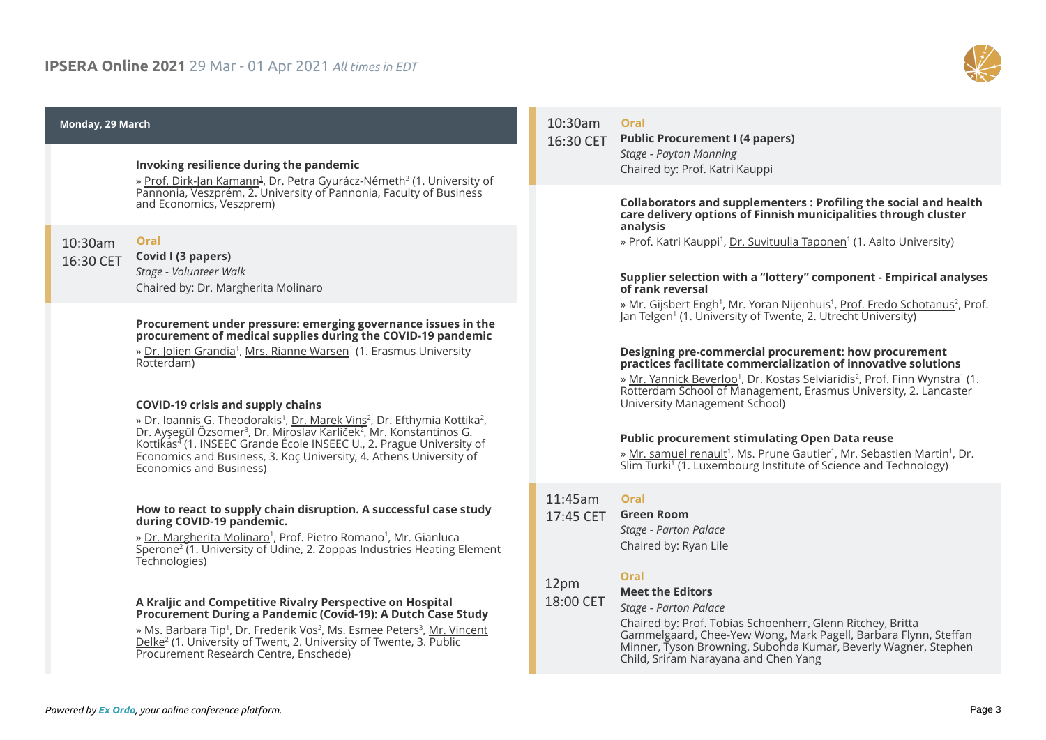## Monday, 29 March

**Invoking resilience during the pandemic**

» Prof. Dirk-Jan Kamann[1], Dr. Petra Gyurácz-Németh[2] (1. University of Pannonia, Veszprém, 2. University of Pannonia, Faculty of Business and Economics, Veszprem)

10:30am
16:30 CET

**Oral**

**Covid I (3 papers)**

*Stage - Volunteer Walk*

Chaired by: Dr. Margherita Molinaro

**Procurement under pressure: emerging governance issues in the procurement of medical supplies during the COVID-19 pandemic**

» Dr. Jolien Grandia[1], Mrs. Rianne Warsen[1] (1. Erasmus University Rotterdam)

**COVID-19 crisis and supply chains**

» Dr. Ioannis G. Theodorakis[1], Dr. Marek Vins[2], Dr. Efthymia Kottika[2], Dr. Ayşegül Özsomer[3], Dr. Miroslav Karlíček[2], Mr. Konstantinos G. Kottikas[4] (1. INSEEC Grande École INSEEC U., 2. Prague University of Economics and Business, 3. Koç University, 4. Athens University of Economics and Business)

**How to react to supply chain disruption. A successful case study during COVID-19 pandemic.**

» Dr. Margherita Molinaro[1], Prof. Pietro Romano[1], Mr. Gianluca Sperone[2] (1. University of Udine, 2. Zoppas Industries Heating Element Technologies)

**A Kraljic and Competitive Rivalry Perspective on Hospital Procurement During a Pandemic (Covid-19): A Dutch Case Study**

» Ms. Barbara Tip[1], Dr. Frederik Vos[2], Ms. Esmee Peters[3], Mr. Vincent Delke[2] (1. University of Twent, 2. University of Twente, 3. Public Procurement Research Centre, Enschede)

10:30am
16:30 CET

**Oral**

**Public Procurement I (4 papers)**

*Stage - Payton Manning*

Chaired by: Prof. Katri Kauppi

**Collaborators and supplementers : Profiling the social and health care delivery options of Finnish municipalities through cluster analysis**

» Prof. Katri Kauppi[1], Dr. Suvituulia Taponen[1] (1. Aalto University)

**Supplier selection with a "lottery" component - Empirical analyses of rank reversal**

» Mr. Gijsbert Engh[1], Mr. Yoran Nijenhuis[1], Prof. Fredo Schotanus[2], Prof. Jan Telgen[1] (1. University of Twente, 2. Utrecht University)

**Designing pre-commercial procurement: how procurement practices facilitate commercialization of innovative solutions**

» Mr. Yannick Beverloo[1], Dr. Kostas Selviaridis[2], Prof. Finn Wynstra[1] (1. Rotterdam School of Management, Erasmus University, 2. Lancaster University Management School)

**Public procurement stimulating Open Data reuse**

» Mr. samuel renault[1], Ms. Prune Gautier[1], Mr. Sebastien Martin[1], Dr. Slim Turki[1] (1. Luxembourg Institute of Science and Technology)

11:45am
17:45 CET

**Oral**

**Green Room**

*Stage - Parton Palace*

Chaired by: Ryan Lile

12pm
18:00 CET

**Oral**

**Meet the Editors**

*Stage - Parton Palace*

Chaired by: Prof. Tobias Schoenherr, Glenn Ritchey, Britta Gammelgaard, Chee-Yew Wong, Mark Pagell, Barbara Flynn, Steffan Minner, Tyson Browning, Subohda Kumar, Beverly Wagner, Stephen Child, Sriram Narayana and Chen Yang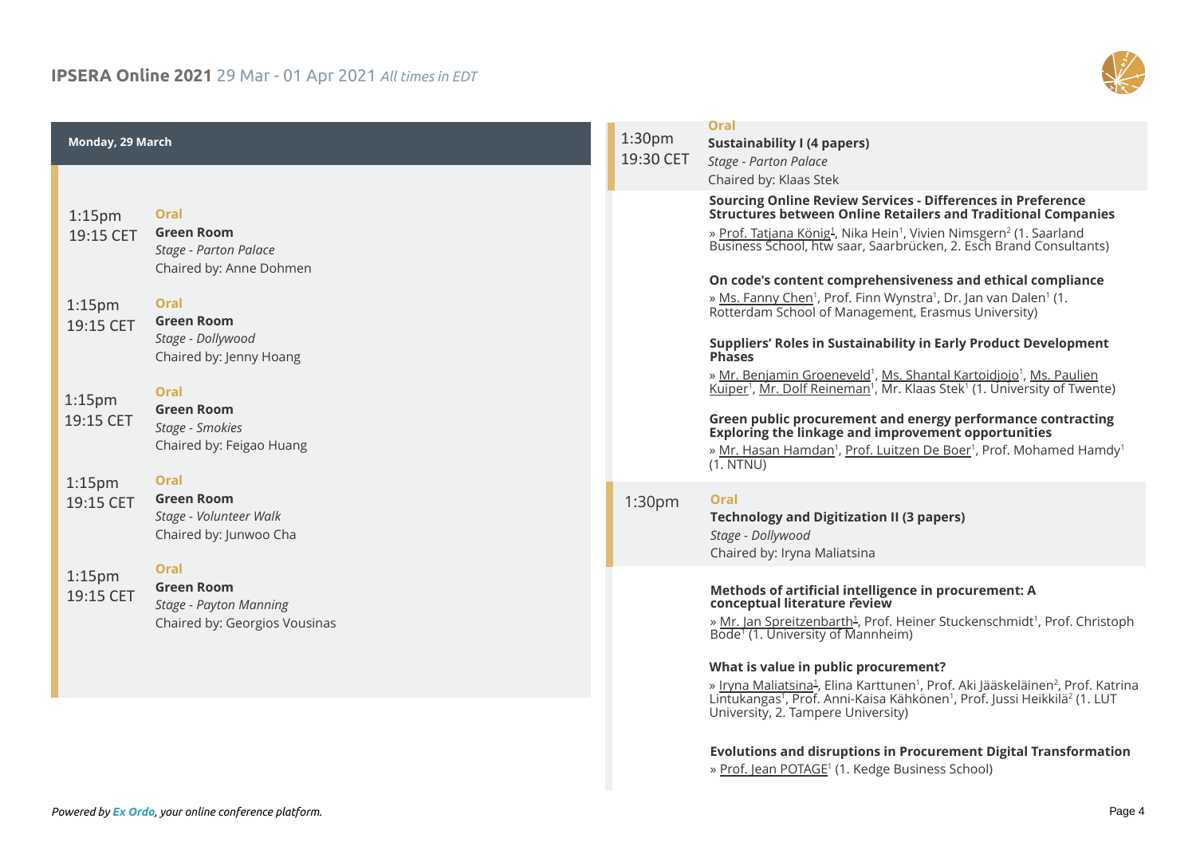## Monday, 29 March

1:15pm
19:15 CET

**Oral**

**Green Room**

*Stage - Parton Palace*

Chaired by: Anne Dohmen

1:15pm
19:15 CET

**Oral**

**Green Room**

*Stage - Dollywood*

Chaired by: Jenny Hoang

1:15pm
19:15 CET

**Oral**

**Green Room**

*Stage - Smokies*

Chaired by: Feigao Huang

1:15pm
19:15 CET

**Oral**

**Green Room**

*Stage - Volunteer Walk*

Chaired by: Junwoo Cha

1:15pm
19:15 CET

**Oral**

**Green Room**

*Stage - Payton Manning*

Chaired by: Georgios Vousinas

1:30pm
19:30 CET

**Oral**

**Sustainability I (4 papers)**

*Stage - Parton Palace*

Chaired by: Klaas Stek

**Sourcing Online Review Services - Differences in Preference Structures between Online Retailers and Traditional Companies**

» Prof. Tatjana König[1], Nika Hein[1], Vivien Nimsgern[2] (1. Saarland Business School, htw saar, Saarbrücken, 2. Esch Brand Consultants)

**On code's content comprehensiveness and ethical compliance**

» Ms. Fanny Chen[1], Prof. Finn Wynstra[1], Dr. Jan van Dalen[1] (1. Rotterdam School of Management, Erasmus University)

**Suppliers' Roles in Sustainability in Early Product Development Phases**

» Mr. Benjamin Groeneveld[1], Ms. Shantal Kartoidjojo[1], Ms. Paulien Kuiper[1], Mr. Dolf Reineman[1], Mr. Klaas Stek[1] (1. University of Twente)

**Green public procurement and energy performance contracting Exploring the linkage and improvement opportunities**

» Mr. Hasan Hamdan[1], Prof. Luitzen De Boer[1], Prof. Mohamed Hamdy[1] (1. NTNU)

1:30pm

**Oral**

**Technology and Digitization II (3 papers)**

*Stage - Dollywood*

Chaired by: Iryna Maliatsina

**Methods of artificial intelligence in procurement: A conceptual literature review**

» Mr. Jan Spreitzenbarth[1], Prof. Heiner Stuckenschmidt[1], Prof. Christoph Bode[1] (1. University of Mannheim)

**What is value in public procurement?**

» Iryna Maliatsina[1], Elina Karttunen[1], Prof. Aki Jääskeläinen[2], Prof. Katrina Lintukangas[1], Prof. Anni-Kaisa Kähkönen[1], Prof. Jussi Heikkilä[2] (1. LUT University, 2. Tampere University)

**Evolutions and disruptions in Procurement Digital Transformation**

» Prof. Jean POTAGE[1] (1. Kedge Business School)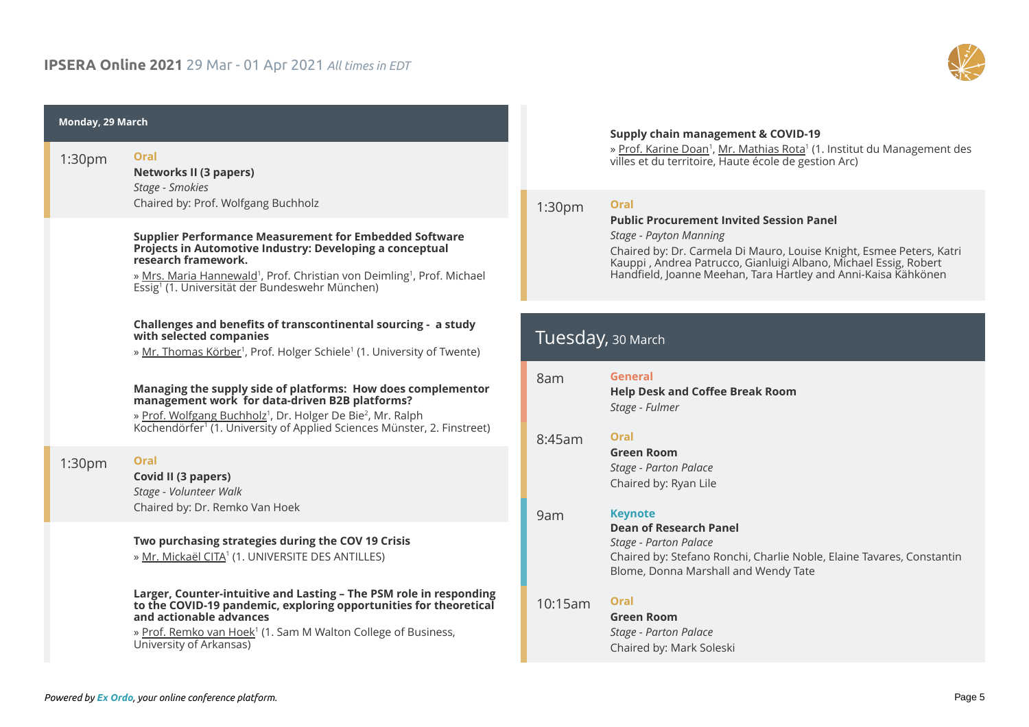## Monday, 29 March

**1:30pm** — **Oral**

**Networks II (3 papers)**

*Stage - Smokies*

Chaired by: Prof. Wolfgang Buchholz

**Supplier Performance Measurement for Embedded Software Projects in Automotive Industry: Developing a conceptual research framework.**

» Mrs. Maria Hannewald[1], Prof. Christian von Deimling[1], Prof. Michael Essig[1] (1. Universität der Bundeswehr München)

**Challenges and benefits of transcontinental sourcing - a study with selected companies**

» Mr. Thomas Körber[1], Prof. Holger Schiele[1] (1. University of Twente)

**Managing the supply side of platforms: How does complementor management work for data-driven B2B platforms?**

» Prof. Wolfgang Buchholz[1], Dr. Holger De Bie[2], Mr. Ralph Kochendörfer[1] (1. University of Applied Sciences Münster, 2. Finstreet)

**1:30pm** — **Oral**

**Covid II (3 papers)**

*Stage - Volunteer Walk*

Chaired by: Dr. Remko Van Hoek

**Two purchasing strategies during the COV 19 Crisis**

» Mr. Mickaël CITA[1] (1. UNIVERSITE DES ANTILLES)

**Larger, Counter-intuitive and Lasting – The PSM role in responding to the COVID-19 pandemic, exploring opportunities for theoretical and actionable advances**

» Prof. Remko van Hoek[1] (1. Sam M Walton College of Business, University of Arkansas)

**Supply chain management & COVID-19**

» Prof. Karine Doan[1], Mr. Mathias Rota[1] (1. Institut du Management des villes et du territoire, Haute école de gestion Arc)

**1:30pm** — **Oral**

**Public Procurement Invited Session Panel**

*Stage - Payton Manning*

Chaired by: Dr. Carmela Di Mauro, Louise Knight, Esmee Peters, Katri Kauppi , Andrea Patrucco, Gianluigi Albano, Michael Essig, Robert Handfield, Joanne Meehan, Tara Hartley and Anni-Kaisa Kähkönen

## Tuesday, 30 March

**8am** — **General**

**Help Desk and Coffee Break Room**

*Stage - Fulmer*

**8:45am** — **Oral**

**Green Room**

*Stage - Parton Palace*

Chaired by: Ryan Lile

**9am** — **Keynote**

**Dean of Research Panel**

*Stage - Parton Palace*

Chaired by: Stefano Ronchi, Charlie Noble, Elaine Tavares, Constantin Blome, Donna Marshall and Wendy Tate

**10:15am** — **Oral**

**Green Room**

*Stage - Parton Palace*

Chaired by: Mark Soleski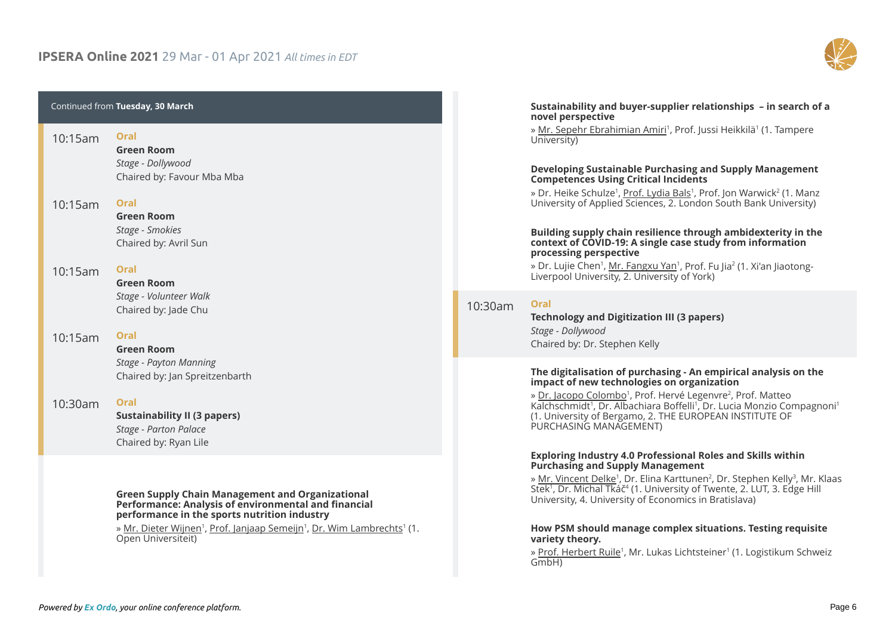Continued from **Tuesday, 30 March**

**10:15am** **Oral**
**Green Room**
*Stage - Dollywood*
Chaired by: Favour Mba Mba

**10:15am** **Oral**
**Green Room**
*Stage - Smokies*
Chaired by: Avril Sun

**10:15am** **Oral**
**Green Room**
*Stage - Volunteer Walk*
Chaired by: Jade Chu

**10:15am** **Oral**
**Green Room**
*Stage - Payton Manning*
Chaired by: Jan Spreitzenbarth

**10:30am** **Oral**
**Sustainability II (3 papers)**
*Stage - Parton Palace*
Chaired by: Ryan Lile

**Green Supply Chain Management and Organizational Performance: Analysis of environmental and financial performance in the sports nutrition industry**
» Mr. Dieter Wijnen[1], Prof. Janjaap Semeijn[1], Dr. Wim Lambrechts[1] (1. Open Universiteit)

**Sustainability and buyer-supplier relationships – in search of a novel perspective**
» Mr. Sepehr Ebrahimian Amiri[1], Prof. Jussi Heikkilä[1] (1. Tampere University)

**Developing Sustainable Purchasing and Supply Management Competences Using Critical Incidents**
» Dr. Heike Schulze[1], Prof. Lydia Bals[1], Prof. Jon Warwick[2] (1. Manz University of Applied Sciences, 2. London South Bank University)

**Building supply chain resilience through ambidexterity in the context of COVID-19: A single case study from information processing perspective**
» Dr. Lujie Chen[1], Mr. Fangxu Yan[1], Prof. Fu Jia[2] (1. Xi'an Jiaotong-Liverpool University, 2. University of York)

**10:30am** **Oral**
**Technology and Digitization III (3 papers)**
*Stage - Dollywood*
Chaired by: Dr. Stephen Kelly

**The digitalisation of purchasing - An empirical analysis on the impact of new technologies on organization**
» Dr. Jacopo Colombo[1], Prof. Hervé Legenvre[2], Prof. Matteo Kalchschmidt[1], Dr. Albachiara Boffelli[1], Dr. Lucia Monzio Compagnoni[1] (1. University of Bergamo, 2. THE EUROPEAN INSTITUTE OF PURCHASING MANAGEMENT)

**Exploring Industry 4.0 Professional Roles and Skills within Purchasing and Supply Management**
» Mr. Vincent Delke[1], Dr. Elina Karttunen[2], Dr. Stephen Kelly[3], Mr. Klaas Stek[1], Dr. Michal Tkáč[4] (1. University of Twente, 2. LUT, 3. Edge Hill University, 4. University of Economics in Bratislava)

**How PSM should manage complex situations. Testing requisite variety theory.**
» Prof. Herbert Ruile[1], Mr. Lukas Lichtsteiner[1] (1. Logistikum Schweiz GmbH)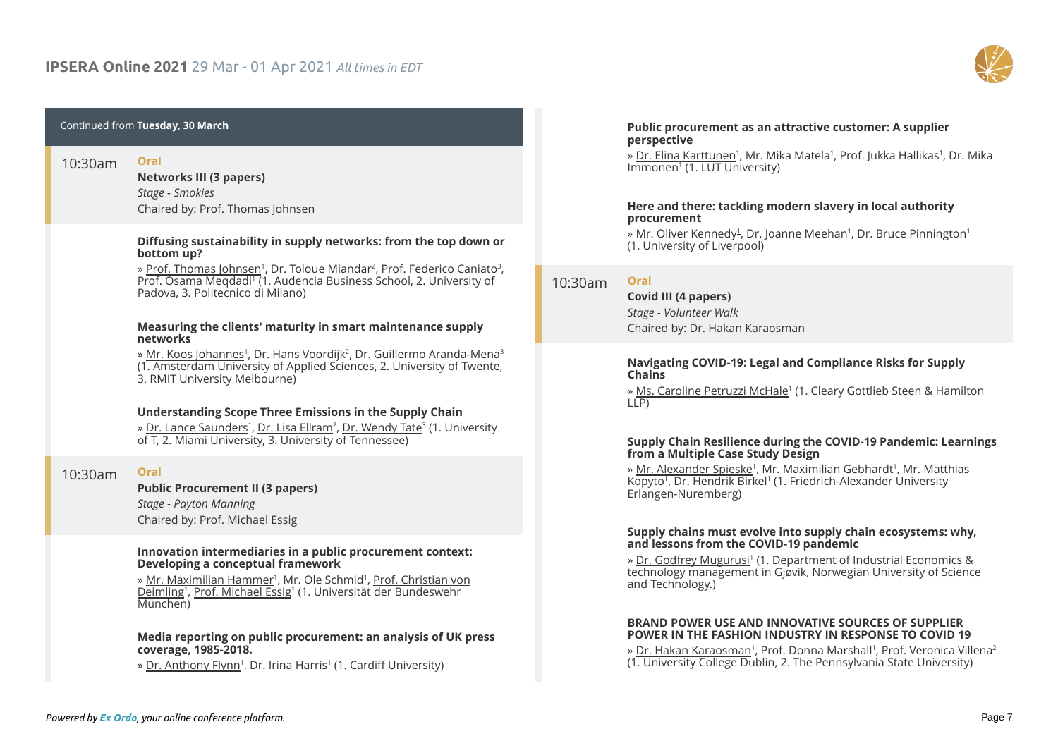Continued from **Tuesday, 30 March**

10:30am **Oral**

**Networks III (3 papers)**

*Stage - Smokies*

Chaired by: Prof. Thomas Johnsen

**Diffusing sustainability in supply networks: from the top down or bottom up?**

» Prof. Thomas Johnsen[1], Dr. Toloue Miandar[2], Prof. Federico Caniato[3], Prof. Osama Meqdadi[1] (1. Audencia Business School, 2. University of Padova, 3. Politecnico di Milano)

**Measuring the clients' maturity in smart maintenance supply networks**

» Mr. Koos Johannes[1], Dr. Hans Voordijk[2], Dr. Guillermo Aranda-Mena[3] (1. Amsterdam University of Applied Sciences, 2. University of Twente, 3. RMIT University Melbourne)

**Understanding Scope Three Emissions in the Supply Chain**

» Dr. Lance Saunders[1], Dr. Lisa Ellram[2], Dr. Wendy Tate[3] (1. University of T, 2. Miami University, 3. University of Tennessee)

10:30am **Oral**

**Public Procurement II (3 papers)**

*Stage - Payton Manning*

Chaired by: Prof. Michael Essig

**Innovation intermediaries in a public procurement context: Developing a conceptual framework**

» Mr. Maximilian Hammer[1], Mr. Ole Schmid[1], Prof. Christian von Deimling[1], Prof. Michael Essig[1] (1. Universität der Bundeswehr München)

**Media reporting on public procurement: an analysis of UK press coverage, 1985-2018.**

» Dr. Anthony Flynn[1], Dr. Irina Harris[1] (1. Cardiff University)

**Public procurement as an attractive customer: A supplier perspective**

» Dr. Elina Karttunen[1], Mr. Mika Matela[1], Prof. Jukka Hallikas[1], Dr. Mika Immonen[1] (1. LUT University)

**Here and there: tackling modern slavery in local authority procurement**

» Mr. Oliver Kennedy[1], Dr. Joanne Meehan[1], Dr. Bruce Pinnington[1] (1. University of Liverpool)

10:30am **Oral**

**Covid III (4 papers)**

*Stage - Volunteer Walk*

Chaired by: Dr. Hakan Karaosman

**Navigating COVID-19: Legal and Compliance Risks for Supply Chains**

» Ms. Caroline Petruzzi McHale[1] (1. Cleary Gottlieb Steen & Hamilton LLP)

**Supply Chain Resilience during the COVID-19 Pandemic: Learnings from a Multiple Case Study Design**

» Mr. Alexander Spieske[1], Mr. Maximilian Gebhardt[1], Mr. Matthias Kopyto[1], Dr. Hendrik Birkel[1] (1. Friedrich-Alexander University Erlangen-Nuremberg)

**Supply chains must evolve into supply chain ecosystems: why, and lessons from the COVID-19 pandemic**

» Dr. Godfrey Mugurusi[1] (1. Department of Industrial Economics & technology management in Gjøvik, Norwegian University of Science and Technology.)

**BRAND POWER USE AND INNOVATIVE SOURCES OF SUPPLIER POWER IN THE FASHION INDUSTRY IN RESPONSE TO COVID 19**

» Dr. Hakan Karaosman[1], Prof. Donna Marshall[1], Prof. Veronica Villena[2] (1. University College Dublin, 2. The Pennsylvania State University)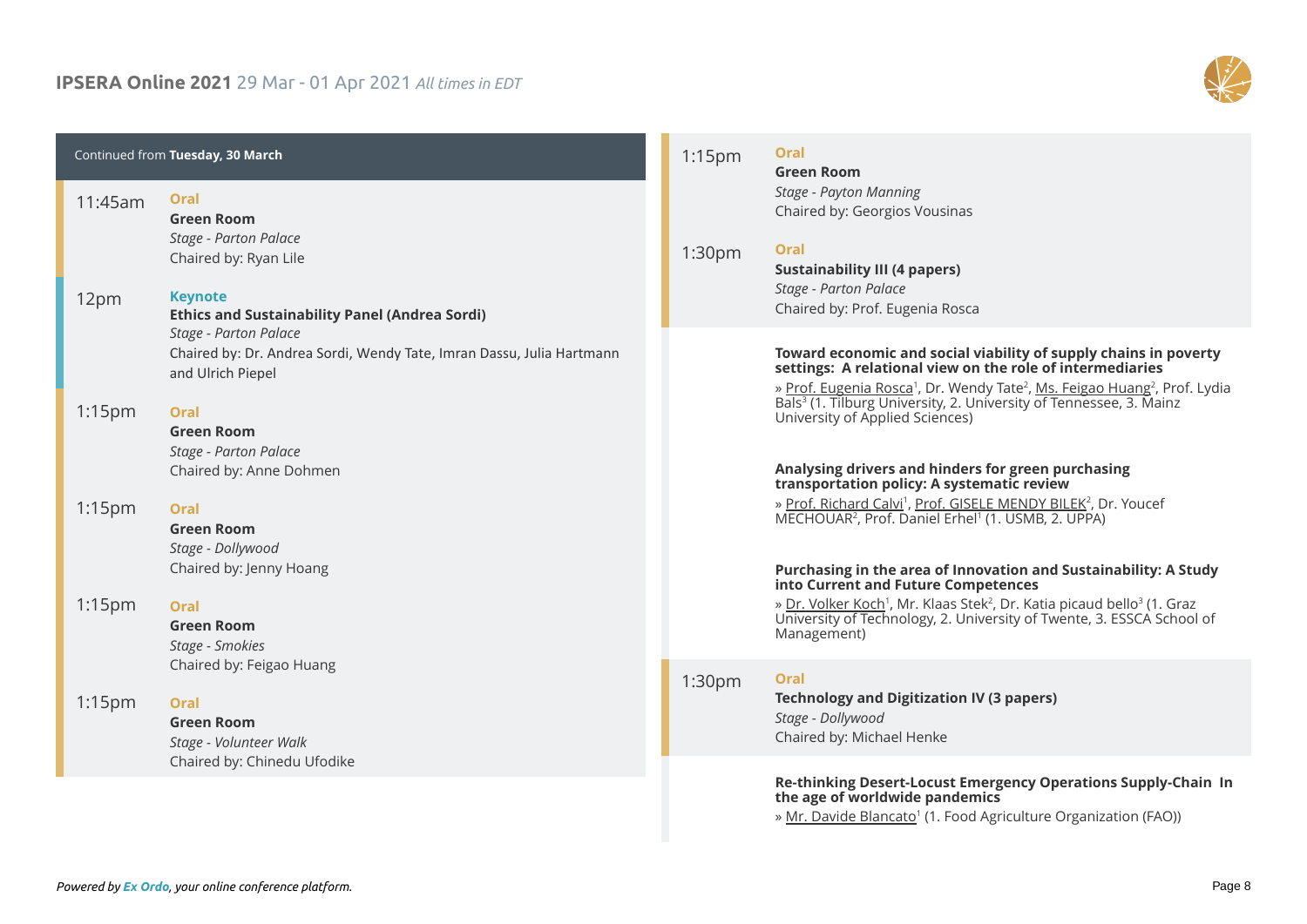Continued from **Tuesday, 30 March**

**11:45am** — **Oral**
**Green Room**
*Stage - Parton Palace*
Chaired by: Ryan Lile

**12pm** — **Keynote**
**Ethics and Sustainability Panel (Andrea Sordi)**
*Stage - Parton Palace*
Chaired by: Dr. Andrea Sordi, Wendy Tate, Imran Dassu, Julia Hartmann and Ulrich Piepel

**1:15pm** — **Oral**
**Green Room**
*Stage - Parton Palace*
Chaired by: Anne Dohmen

**1:15pm** — **Oral**
**Green Room**
*Stage - Dollywood*
Chaired by: Jenny Hoang

**1:15pm** — **Oral**
**Green Room**
*Stage - Smokies*
Chaired by: Feigao Huang

**1:15pm** — **Oral**
**Green Room**
*Stage - Volunteer Walk*
Chaired by: Chinedu Ufodike

**1:15pm** — **Oral**
**Green Room**
*Stage - Payton Manning*
Chaired by: Georgios Vousinas

**1:30pm** — **Oral**
**Sustainability III (4 papers)**
*Stage - Parton Palace*
Chaired by: Prof. Eugenia Rosca

**Toward economic and social viability of supply chains in poverty settings: A relational view on the role of intermediaries**
» Prof. Eugenia Rosca[1], Dr. Wendy Tate[2], Ms. Feigao Huang[2], Prof. Lydia Bals[3] (1. Tilburg University, 2. University of Tennessee, 3. Mainz University of Applied Sciences)

**Analysing drivers and hinders for green purchasing transportation policy: A systematic review**
» Prof. Richard Calvi[1], Prof. GISELE MENDY BILEK[2], Dr. Youcef MECHOUAR[2], Prof. Daniel Erhel[1] (1. USMB, 2. UPPA)

**Purchasing in the area of Innovation and Sustainability: A Study into Current and Future Competences**
» Dr. Volker Koch[1], Mr. Klaas Stek[2], Dr. Katia picaud bello[3] (1. Graz University of Technology, 2. University of Twente, 3. ESSCA School of Management)

**1:30pm** — **Oral**
**Technology and Digitization IV (3 papers)**
*Stage - Dollywood*
Chaired by: Michael Henke

**Re-thinking Desert-Locust Emergency Operations Supply-Chain In the age of worldwide pandemics**
» Mr. Davide Blancato[1] (1. Food Agriculture Organization (FAO))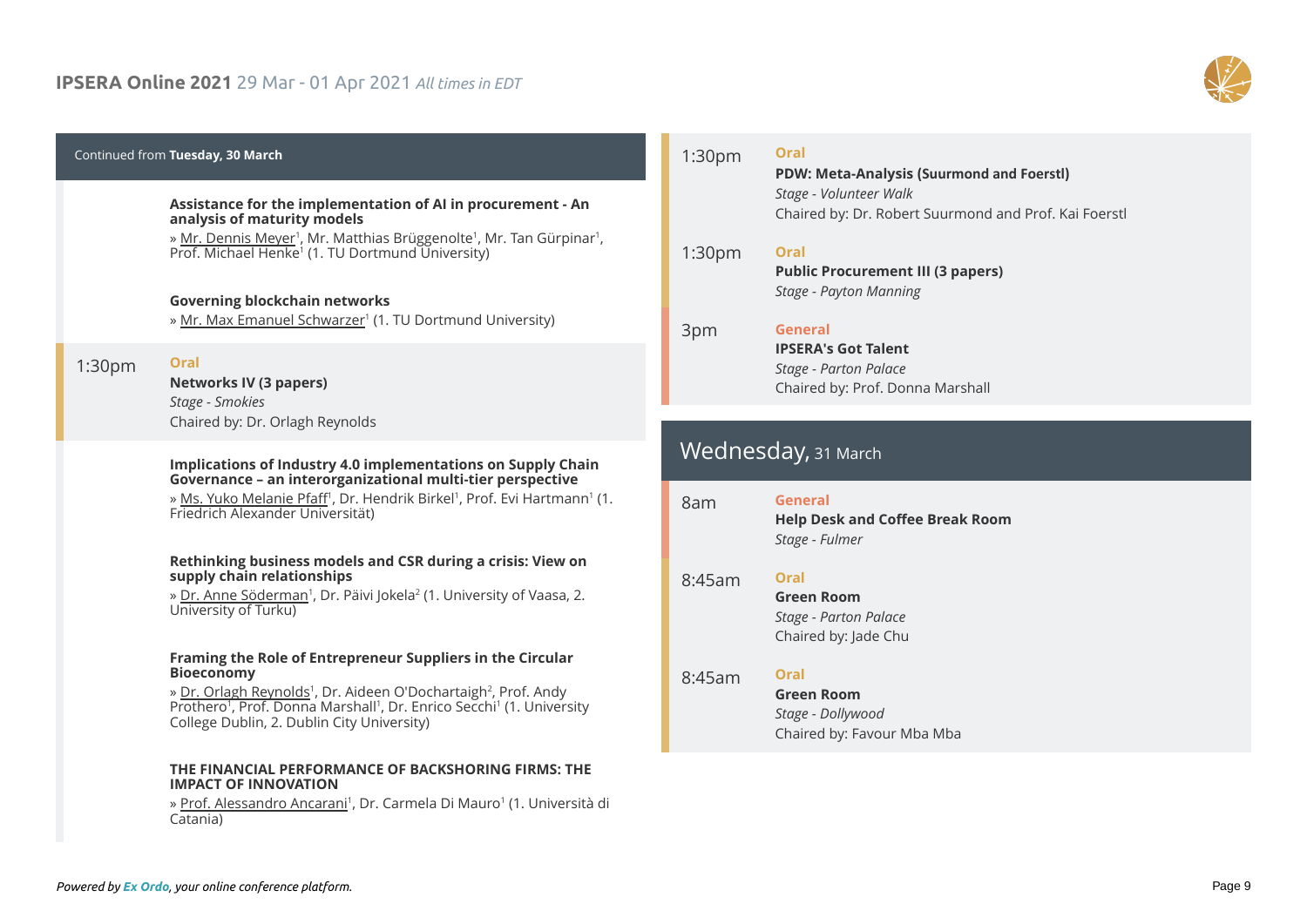Continued from **Tuesday, 30 March**

**Assistance for the implementation of AI in procurement - An analysis of maturity models**

» Mr. Dennis Meyer[1], Mr. Matthias Brüggenolte[1], Mr. Tan Gürpinar[1], Prof. Michael Henke[1] (1. TU Dortmund University)

**Governing blockchain networks**

» Mr. Max Emanuel Schwarzer[1] (1. TU Dortmund University)

1:30pm **Oral**

**Networks IV (3 papers)**

*Stage - Smokies*

Chaired by: Dr. Orlagh Reynolds

**Implications of Industry 4.0 implementations on Supply Chain Governance – an interorganizational multi-tier perspective**

» Ms. Yuko Melanie Pfaff[1], Dr. Hendrik Birkel[1], Prof. Evi Hartmann[1] (1. Friedrich Alexander Universität)

**Rethinking business models and CSR during a crisis: View on supply chain relationships**

» Dr. Anne Söderman[1], Dr. Päivi Jokela[2] (1. University of Vaasa, 2. University of Turku)

**Framing the Role of Entrepreneur Suppliers in the Circular Bioeconomy**

» Dr. Orlagh Reynolds[1], Dr. Aideen O'Dochartaigh[2], Prof. Andy Prothero[1], Prof. Donna Marshall[1], Dr. Enrico Secchi[1] (1. University College Dublin, 2. Dublin City University)

**THE FINANCIAL PERFORMANCE OF BACKSHORING FIRMS: THE IMPACT OF INNOVATION**

» Prof. Alessandro Ancarani[1], Dr. Carmela Di Mauro[1] (1. Università di Catania)

1:30pm **Oral**

**PDW: Meta-Analysis (Suurmond and Foerstl)**

*Stage - Volunteer Walk*

Chaired by: Dr. Robert Suurmond and Prof. Kai Foerstl

1:30pm **Oral**

**Public Procurement III (3 papers)**

*Stage - Payton Manning*

3pm **General**

**IPSERA's Got Talent**

*Stage - Parton Palace*

Chaired by: Prof. Donna Marshall

## Wednesday, 31 March

8am **General**

**Help Desk and Coffee Break Room**

*Stage - Fulmer*

8:45am **Oral**

**Green Room**

*Stage - Parton Palace*

Chaired by: Jade Chu

8:45am **Oral**

**Green Room**

*Stage - Dollywood*

Chaired by: Favour Mba Mba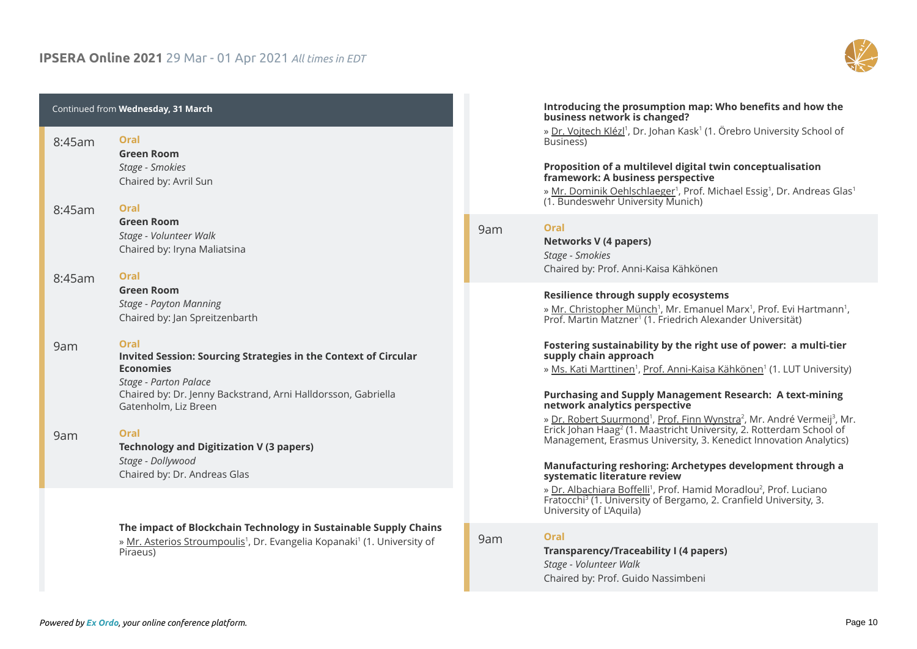Continued from **Wednesday, 31 March**

**8:45am**

**Oral**
**Green Room**
*Stage - Smokies*
Chaired by: Avril Sun

**8:45am**

**Oral**
**Green Room**
*Stage - Volunteer Walk*
Chaired by: Iryna Maliatsina

**8:45am**

**Oral**
**Green Room**
*Stage - Payton Manning*
Chaired by: Jan Spreitzenbarth

**9am**

**Oral**
**Invited Session: Sourcing Strategies in the Context of Circular Economies**
*Stage - Parton Palace*
Chaired by: Dr. Jenny Backstrand, Arni Halldorsson, Gabriella Gatenholm, Liz Breen

**9am**

**Oral**
**Technology and Digitization V (3 papers)**
*Stage - Dollywood*
Chaired by: Dr. Andreas Glas

**The impact of Blockchain Technology in Sustainable Supply Chains**
» Mr. Asterios Stroumpoulis[1], Dr. Evangelia Kopanaki[1] (1. University of Piraeus)

**Introducing the prosumption map: Who benefits and how the business network is changed?**
» Dr. Vojtech Klézl[1], Dr. Johan Kask[1] (1. Örebro University School of Business)

**Proposition of a multilevel digital twin conceptualisation framework: A business perspective**
» Mr. Dominik Oehlschlaeger[1], Prof. Michael Essig[1], Dr. Andreas Glas[1] (1. Bundeswehr University Munich)

**9am**

**Oral**
**Networks V (4 papers)**
*Stage - Smokies*
Chaired by: Prof. Anni-Kaisa Kähkönen

**Resilience through supply ecosystems**
» Mr. Christopher Münch[1], Mr. Emanuel Marx[1], Prof. Evi Hartmann[1], Prof. Martin Matzner[1] (1. Friedrich Alexander Universität)

**Fostering sustainability by the right use of power: a multi-tier supply chain approach**
» Ms. Kati Marttinen[1], Prof. Anni-Kaisa Kähkönen[1] (1. LUT University)

**Purchasing and Supply Management Research: A text-mining network analytics perspective**
» Dr. Robert Suurmond[1], Prof. Finn Wynstra[2], Mr. André Vermeij[3], Mr. Erick Johan Haag[2] (1. Maastricht University, 2. Rotterdam School of Management, Erasmus University, 3. Kenedict Innovation Analytics)

**Manufacturing reshoring: Archetypes development through a systematic literature review**
» Dr. Albachiara Boffelli[1], Prof. Hamid Moradlou[2], Prof. Luciano Fratocchi[3] (1. University of Bergamo, 2. Cranfield University, 3. University of L'Aquila)

**9am**

**Oral**
**Transparency/Traceability I (4 papers)**
*Stage - Volunteer Walk*
Chaired by: Prof. Guido Nassimbeni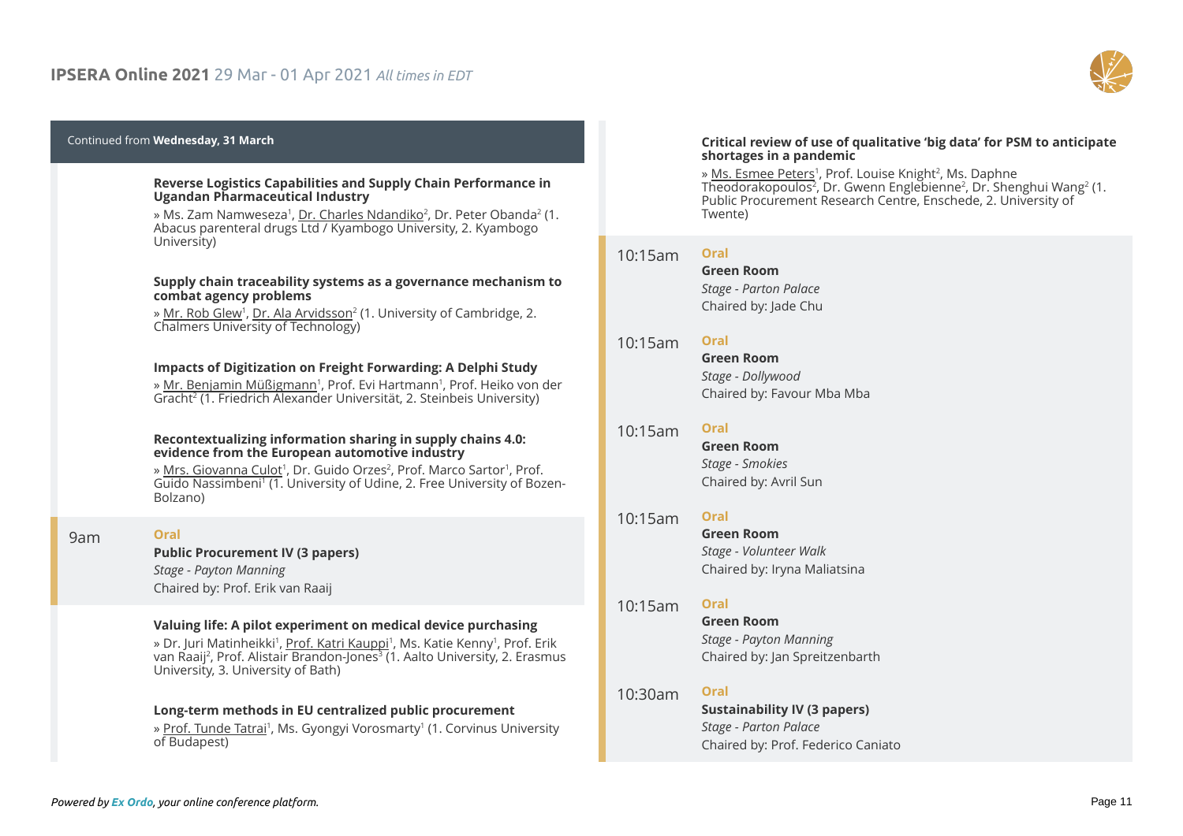Continued from **Wednesday, 31 March**

**Reverse Logistics Capabilities and Supply Chain Performance in Ugandan Pharmaceutical Industry**

» Ms. Zam Namweseza[1], Dr. Charles Ndandiko[2], Dr. Peter Obanda[2] (1. Abacus parenteral drugs Ltd / Kyambogo University, 2. Kyambogo University)

**Supply chain traceability systems as a governance mechanism to combat agency problems**

» Mr. Rob Glew[1], Dr. Ala Arvidsson[2] (1. University of Cambridge, 2. Chalmers University of Technology)

**Impacts of Digitization on Freight Forwarding: A Delphi Study**

» Mr. Benjamin Müßigmann[1], Prof. Evi Hartmann[1], Prof. Heiko von der Gracht[2] (1. Friedrich Alexander Universität, 2. Steinbeis University)

**Recontextualizing information sharing in supply chains 4.0: evidence from the European automotive industry**

» Mrs. Giovanna Culot[1], Dr. Guido Orzes[2], Prof. Marco Sartor[1], Prof. Guido Nassimbeni[1] (1. University of Udine, 2. Free University of Bozen-Bolzano)

9am **Oral**

**Public Procurement IV (3 papers)**

*Stage - Payton Manning*

Chaired by: Prof. Erik van Raaij

**Valuing life: A pilot experiment on medical device purchasing**

» Dr. Juri Matinheikki[1], Prof. Katri Kauppi[1], Ms. Katie Kenny[1], Prof. Erik van Raaij[2], Prof. Alistair Brandon-Jones[3] (1. Aalto University, 2. Erasmus University, 3. University of Bath)

**Long-term methods in EU centralized public procurement**

» Prof. Tunde Tatrai[1], Ms. Gyongyi Vorosmarty[1] (1. Corvinus University of Budapest)

**Critical review of use of qualitative 'big data' for PSM to anticipate shortages in a pandemic**

» Ms. Esmee Peters[1], Prof. Louise Knight[2], Ms. Daphne Theodorakopoulos[2], Dr. Gwenn Englebienne[2], Dr. Shenghui Wang[2] (1. Public Procurement Research Centre, Enschede, 2. University of Twente)

10:15am **Oral**

**Green Room**

*Stage - Parton Palace*

Chaired by: Jade Chu

10:15am **Oral**

**Green Room**

*Stage - Dollywood*

Chaired by: Favour Mba Mba

10:15am **Oral**

**Green Room**

*Stage - Smokies*

Chaired by: Avril Sun

10:15am **Oral**

**Green Room**

*Stage - Volunteer Walk*

Chaired by: Iryna Maliatsina

10:15am **Oral**

**Green Room**

*Stage - Payton Manning*

Chaired by: Jan Spreitzenbarth

10:30am **Oral**

**Sustainability IV (3 papers)**

*Stage - Parton Palace*

Chaired by: Prof. Federico Caniato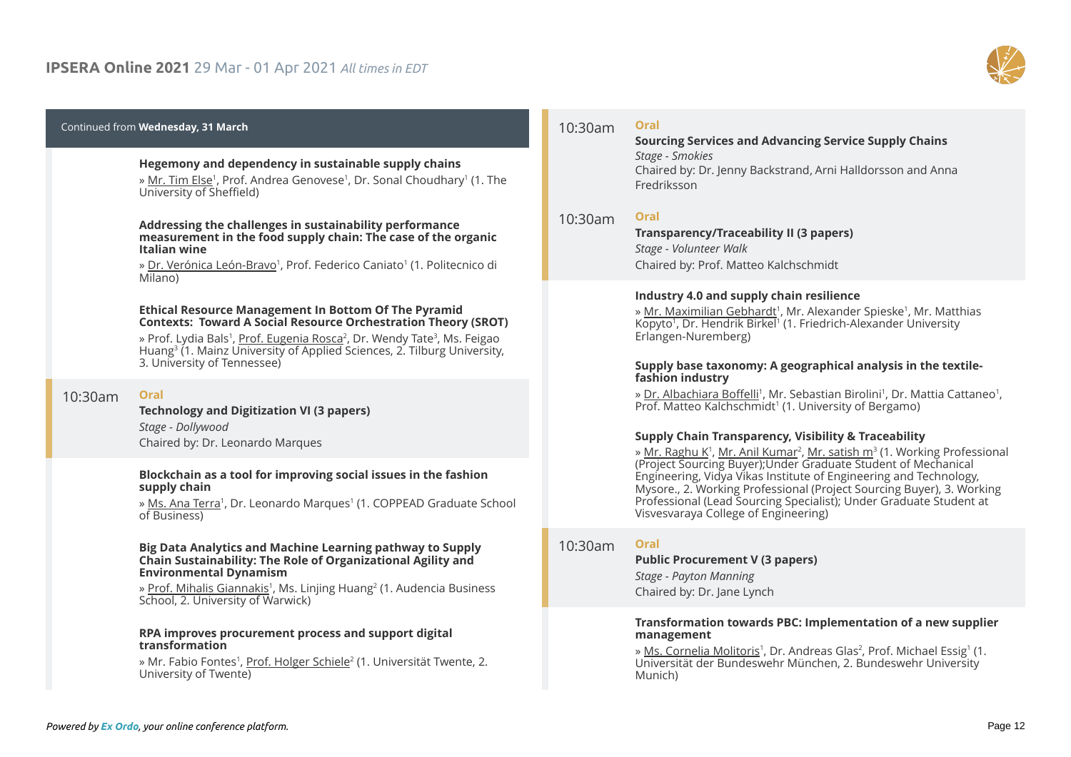Continued from **Wednesday, 31 March**

**Hegemony and dependency in sustainable supply chains**

» Mr. Tim Else[1], Prof. Andrea Genovese[1], Dr. Sonal Choudhary[1] (1. The University of Sheffield)

**Addressing the challenges in sustainability performance measurement in the food supply chain: The case of the organic Italian wine**

» Dr. Verónica León-Bravo[1], Prof. Federico Caniato[1] (1. Politecnico di Milano)

**Ethical Resource Management In Bottom Of The Pyramid Contexts: Toward A Social Resource Orchestration Theory (SROT)**

» Prof. Lydia Bals[1], Prof. Eugenia Rosca[2], Dr. Wendy Tate[3], Ms. Feigao Huang[3] (1. Mainz University of Applied Sciences, 2. Tilburg University, 3. University of Tennessee)

10:30am **Oral**

**Technology and Digitization VI (3 papers)**

*Stage - Dollywood*

Chaired by: Dr. Leonardo Marques

**Blockchain as a tool for improving social issues in the fashion supply chain**

» Ms. Ana Terra[1], Dr. Leonardo Marques[1] (1. COPPEAD Graduate School of Business)

**Big Data Analytics and Machine Learning pathway to Supply Chain Sustainability: The Role of Organizational Agility and Environmental Dynamism**

» Prof. Mihalis Giannakis[1], Ms. Linjing Huang[2] (1. Audencia Business School, 2. University of Warwick)

**RPA improves procurement process and support digital transformation**

» Mr. Fabio Fontes[1], Prof. Holger Schiele[2] (1. Universität Twente, 2. University of Twente)

10:30am **Oral**

**Sourcing Services and Advancing Service Supply Chains**

*Stage - Smokies*

Chaired by: Dr. Jenny Backstrand, Arni Halldorsson and Anna Fredriksson

10:30am **Oral**

**Transparency/Traceability II (3 papers)**

*Stage - Volunteer Walk*

Chaired by: Prof. Matteo Kalchschmidt

**Industry 4.0 and supply chain resilience**

» Mr. Maximilian Gebhardt[1], Mr. Alexander Spieske[1], Mr. Matthias Kopyto[1], Dr. Hendrik Birkel[1] (1. Friedrich-Alexander University Erlangen-Nuremberg)

**Supply base taxonomy: A geographical analysis in the textile-fashion industry**

» Dr. Albachiara Boffelli[1], Mr. Sebastian Birolini[1], Dr. Mattia Cattaneo[1], Prof. Matteo Kalchschmidt[1] (1. University of Bergamo)

**Supply Chain Transparency, Visibility & Traceability**

» Mr. Raghu K[1], Mr. Anil Kumar[2], Mr. satish m[3] (1. Working Professional (Project Sourcing Buyer);Under Graduate Student of Mechanical Engineering, Vidya Vikas Institute of Engineering and Technology, Mysore., 2. Working Professional (Project Sourcing Buyer), 3. Working Professional (Lead Sourcing Specialist); Under Graduate Student at Visvesvaraya College of Engineering)

10:30am **Oral**

**Public Procurement V (3 papers)**

*Stage - Payton Manning*

Chaired by: Dr. Jane Lynch

**Transformation towards PBC: Implementation of a new supplier management**

» Ms. Cornelia Molitoris[1], Dr. Andreas Glas[2], Prof. Michael Essig[1] (1. Universität der Bundeswehr München, 2. Bundeswehr University Munich)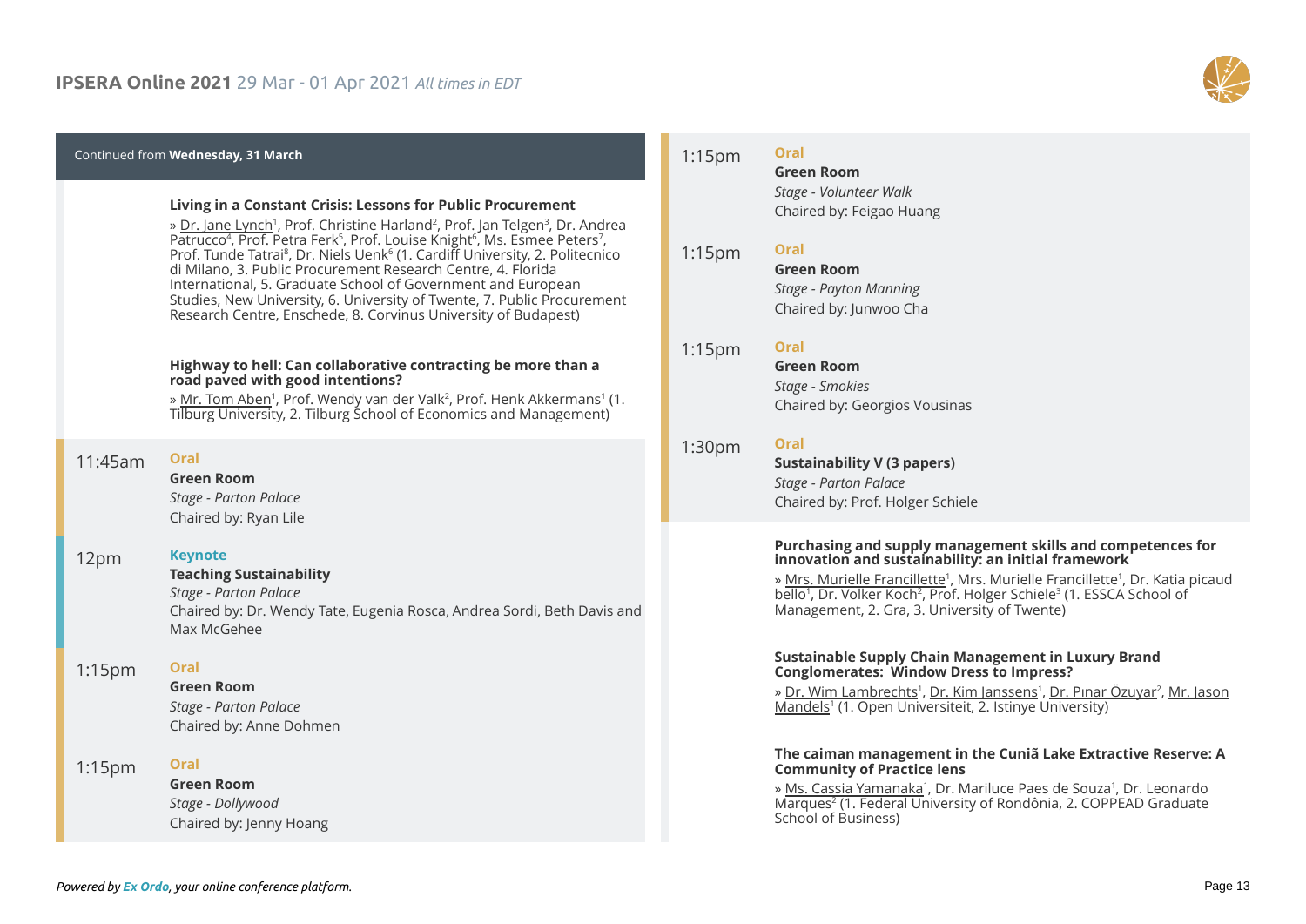Continued from **Wednesday, 31 March**

**Living in a Constant Crisis: Lessons for Public Procurement**

» Dr. Jane Lynch[1], Prof. Christine Harland[2], Prof. Jan Telgen[3], Dr. Andrea Patrucco[4], Prof. Petra Ferk[5], Prof. Louise Knight[6], Ms. Esmee Peters[7], Prof. Tunde Tatrai[8], Dr. Niels Uenk[6] (1. Cardiff University, 2. Politecnico di Milano, 3. Public Procurement Research Centre, 4. Florida International, 5. Graduate School of Government and European Studies, New University, 6. University of Twente, 7. Public Procurement Research Centre, Enschede, 8. Corvinus University of Budapest)

**Highway to hell: Can collaborative contracting be more than a road paved with good intentions?**

» Mr. Tom Aben[1], Prof. Wendy van der Valk[2], Prof. Henk Akkermans[1] (1. Tilburg University, 2. Tilburg School of Economics and Management)

11:45am
**Oral**
**Green Room**
*Stage - Parton Palace*
Chaired by: Ryan Lile

12pm
**Keynote**
**Teaching Sustainability**
*Stage - Parton Palace*
Chaired by: Dr. Wendy Tate, Eugenia Rosca, Andrea Sordi, Beth Davis and Max McGehee

1:15pm
**Oral**
**Green Room**
*Stage - Parton Palace*
Chaired by: Anne Dohmen

1:15pm
**Oral**
**Green Room**
*Stage - Dollywood*
Chaired by: Jenny Hoang

1:15pm
**Oral**
**Green Room**
*Stage - Volunteer Walk*
Chaired by: Feigao Huang

1:15pm
**Oral**
**Green Room**
*Stage - Payton Manning*
Chaired by: Junwoo Cha

1:15pm
**Oral**
**Green Room**
*Stage - Smokies*
Chaired by: Georgios Vousinas

1:30pm
**Oral**
**Sustainability V (3 papers)**
*Stage - Parton Palace*
Chaired by: Prof. Holger Schiele

**Purchasing and supply management skills and competences for innovation and sustainability: an initial framework**

» Mrs. Murielle Francillette[1], Mrs. Murielle Francillette[1], Dr. Katia picaud bello[1], Dr. Volker Koch[2], Prof. Holger Schiele[3] (1. ESSCA School of Management, 2. Gra, 3. University of Twente)

**Sustainable Supply Chain Management in Luxury Brand Conglomerates: Window Dress to Impress?**

» Dr. Wim Lambrechts[1], Dr. Kim Janssens[1], Dr. Pınar Özuyar[2], Mr. Jason Mandels[1] (1. Open Universiteit, 2. Istinye University)

**The caiman management in the Cuniã Lake Extractive Reserve: A Community of Practice lens**

» Ms. Cassia Yamanaka[1], Dr. Mariluce Paes de Souza[1], Dr. Leonardo Marques[2] (1. Federal University of Rondônia, 2. COPPEAD Graduate School of Business)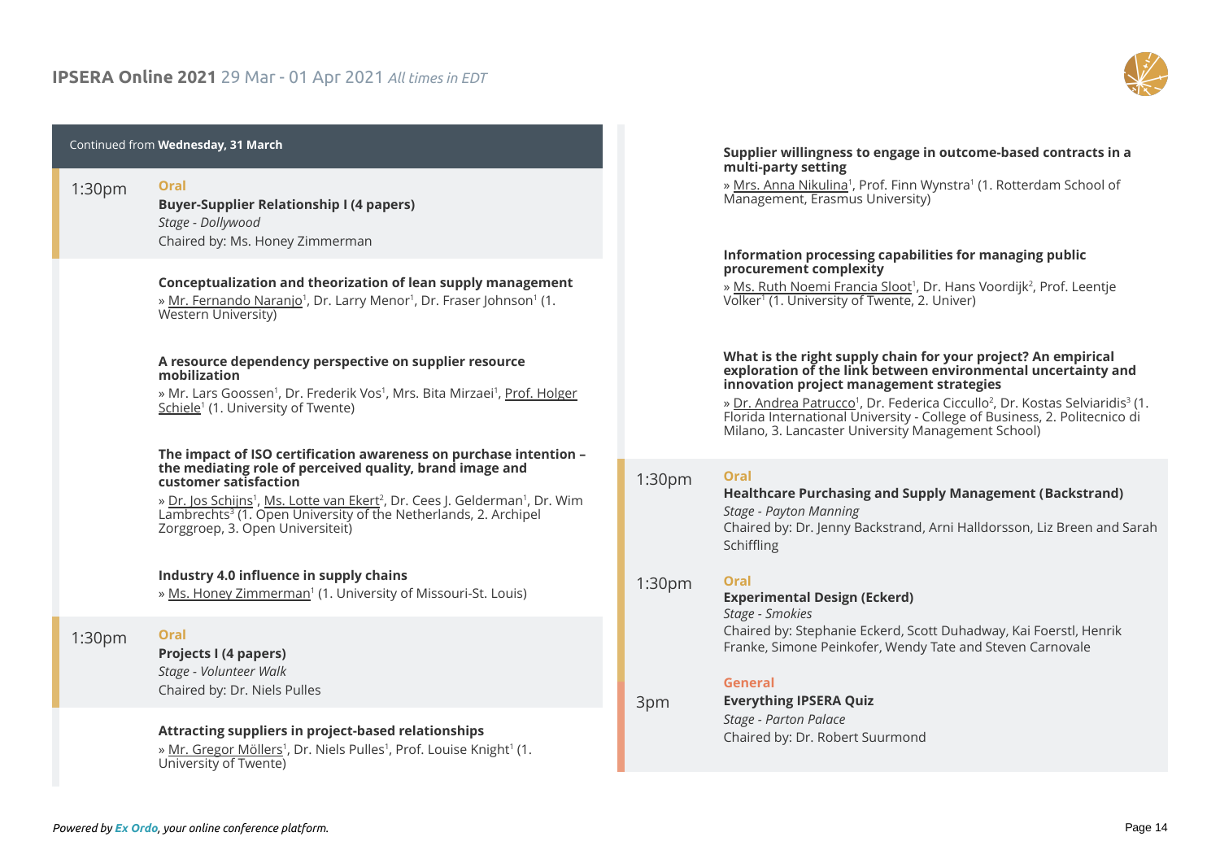Continued from **Wednesday, 31 March**

## 1:30pm — Oral

**Buyer-Supplier Relationship I (4 papers)**
*Stage - Dollywood*
Chaired by: Ms. Honey Zimmerman

**Conceptualization and theorization of lean supply management**
» Mr. Fernando Naranjo[1], Dr. Larry Menor[1], Dr. Fraser Johnson[1] (1. Western University)

**A resource dependency perspective on supplier resource mobilization**
» Mr. Lars Goossen[1], Dr. Frederik Vos[1], Mrs. Bita Mirzaei[1], Prof. Holger Schiele[1] (1. University of Twente)

**The impact of ISO certification awareness on purchase intention – the mediating role of perceived quality, brand image and customer satisfaction**
» Dr. Jos Schijns[1], Ms. Lotte van Ekert[2], Dr. Cees J. Gelderman[1], Dr. Wim Lambrechts[3] (1. Open University of the Netherlands, 2. Archipel Zorggroep, 3. Open Universiteit)

**Industry 4.0 influence in supply chains**
» Ms. Honey Zimmerman[1] (1. University of Missouri-St. Louis)

## 1:30pm — Oral

**Projects I (4 papers)**
*Stage - Volunteer Walk*
Chaired by: Dr. Niels Pulles

**Attracting suppliers in project-based relationships**
» Mr. Gregor Möllers[1], Dr. Niels Pulles[1], Prof. Louise Knight[1] (1. University of Twente)

**Supplier willingness to engage in outcome-based contracts in a multi-party setting**
» Mrs. Anna Nikulina[1], Prof. Finn Wynstra[1] (1. Rotterdam School of Management, Erasmus University)

**Information processing capabilities for managing public procurement complexity**
» Ms. Ruth Noemi Francia Sloot[1], Dr. Hans Voordijk[2], Prof. Leentje Volker[1] (1. University of Twente, 2. Univer)

**What is the right supply chain for your project? An empirical exploration of the link between environmental uncertainty and innovation project management strategies**
» Dr. Andrea Patrucco[1], Dr. Federica Ciccullo[2], Dr. Kostas Selviaridis[3] (1. Florida International University - College of Business, 2. Politecnico di Milano, 3. Lancaster University Management School)

## 1:30pm — Oral

**Healthcare Purchasing and Supply Management (Backstrand)**
*Stage - Payton Manning*
Chaired by: Dr. Jenny Backstrand, Arni Halldorsson, Liz Breen and Sarah Schiffling

## 1:30pm — Oral

**Experimental Design (Eckerd)**
*Stage - Smokies*
Chaired by: Stephanie Eckerd, Scott Duhadway, Kai Foerstl, Henrik Franke, Simone Peinkofer, Wendy Tate and Steven Carnovale

## 3pm — General

**Everything IPSERA Quiz**
*Stage - Parton Palace*
Chaired by: Dr. Robert Suurmond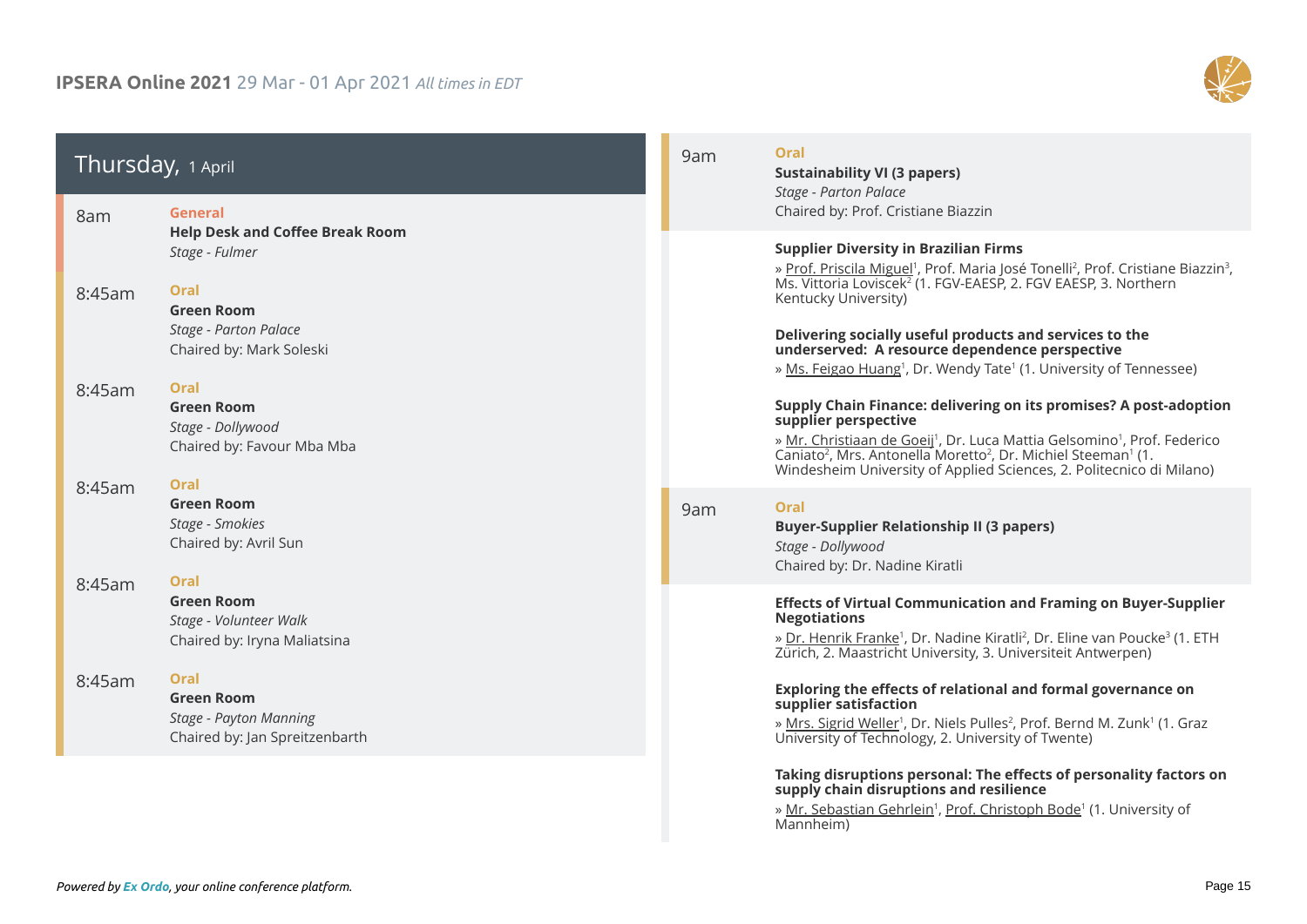## Thursday, 1 April

**8am**

General

**Help Desk and Coffee Break Room**

*Stage - Fulmer*

**8:45am**

Oral

**Green Room**

*Stage - Parton Palace*

Chaired by: Mark Soleski

**8:45am**

Oral

**Green Room**

*Stage - Dollywood*

Chaired by: Favour Mba Mba

**8:45am**

Oral

**Green Room**

*Stage - Smokies*

Chaired by: Avril Sun

**8:45am**

Oral

**Green Room**

*Stage - Volunteer Walk*

Chaired by: Iryna Maliatsina

**8:45am**

Oral

**Green Room**

*Stage - Payton Manning*

Chaired by: Jan Spreitzenbarth

**9am**

Oral

**Sustainability VI (3 papers)**

*Stage - Parton Palace*

Chaired by: Prof. Cristiane Biazzin

**Supplier Diversity in Brazilian Firms**

» Prof. Priscila Miguel[1], Prof. Maria José Tonelli[2], Prof. Cristiane Biazzin[3], Ms. Vittoria Loviscek[2] (1. FGV-EAESP, 2. FGV EAESP, 3. Northern Kentucky University)

**Delivering socially useful products and services to the underserved: A resource dependence perspective**

» Ms. Feigao Huang[1], Dr. Wendy Tate[1] (1. University of Tennessee)

**Supply Chain Finance: delivering on its promises? A post-adoption supplier perspective**

» Mr. Christiaan de Goeij[1], Dr. Luca Mattia Gelsomino[1], Prof. Federico Caniato[2], Mrs. Antonella Moretto[2], Dr. Michiel Steeman[1] (1. Windesheim University of Applied Sciences, 2. Politecnico di Milano)

**9am**

Oral

**Buyer-Supplier Relationship II (3 papers)**

*Stage - Dollywood*

Chaired by: Dr. Nadine Kiratli

**Effects of Virtual Communication and Framing on Buyer-Supplier Negotiations**

» Dr. Henrik Franke[1], Dr. Nadine Kiratli[2], Dr. Eline van Poucke[3] (1. ETH Zürich, 2. Maastricht University, 3. Universiteit Antwerpen)

**Exploring the effects of relational and formal governance on supplier satisfaction**

» Mrs. Sigrid Weller[1], Dr. Niels Pulles[2], Prof. Bernd M. Zunk[1] (1. Graz University of Technology, 2. University of Twente)

**Taking disruptions personal: The effects of personality factors on supply chain disruptions and resilience**

» Mr. Sebastian Gehrlein[1], Prof. Christoph Bode[1] (1. University of Mannheim)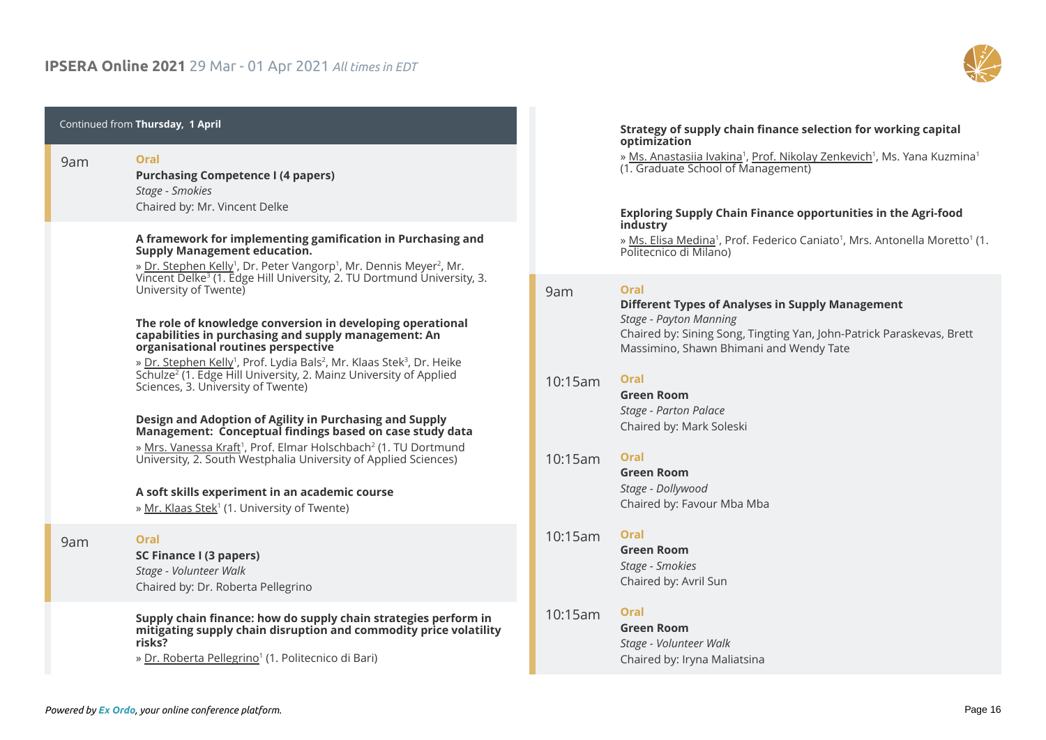Continued from **Thursday, 1 April**

9am

**Oral**

**Purchasing Competence I (4 papers)**

*Stage - Smokies*

Chaired by: Mr. Vincent Delke

**A framework for implementing gamification in Purchasing and Supply Management education.**

» Dr. Stephen Kelly[1], Dr. Peter Vangorp[1], Mr. Dennis Meyer[2], Mr. Vincent Delke[3] (1. Edge Hill University, 2. TU Dortmund University, 3. University of Twente)

**The role of knowledge conversion in developing operational capabilities in purchasing and supply management: An organisational routines perspective**

» Dr. Stephen Kelly[1], Prof. Lydia Bals[2], Mr. Klaas Stek[3], Dr. Heike Schulze[2] (1. Edge Hill University, 2. Mainz University of Applied Sciences, 3. University of Twente)

**Design and Adoption of Agility in Purchasing and Supply Management: Conceptual findings based on case study data**

» Mrs. Vanessa Kraft[1], Prof. Elmar Holschbach[2] (1. TU Dortmund University, 2. South Westphalia University of Applied Sciences)

**A soft skills experiment in an academic course**

» Mr. Klaas Stek[1] (1. University of Twente)

9am

**Oral**

**SC Finance I (3 papers)**

*Stage - Volunteer Walk*

Chaired by: Dr. Roberta Pellegrino

**Supply chain finance: how do supply chain strategies perform in mitigating supply chain disruption and commodity price volatility risks?**

» Dr. Roberta Pellegrino[1] (1. Politecnico di Bari)

**Strategy of supply chain finance selection for working capital optimization**

» Ms. Anastasiia Ivakina[1], Prof. Nikolay Zenkevich[1], Ms. Yana Kuzmina[1] (1. Graduate School of Management)

**Exploring Supply Chain Finance opportunities in the Agri-food industry**

» Ms. Elisa Medina[1], Prof. Federico Caniato[1], Mrs. Antonella Moretto[1] (1. Politecnico di Milano)

9am

**Oral**

**Different Types of Analyses in Supply Management**

*Stage - Payton Manning*

Chaired by: Sining Song, Tingting Yan, John-Patrick Paraskevas, Brett Massimino, Shawn Bhimani and Wendy Tate

10:15am

**Oral**

**Green Room**

*Stage - Parton Palace*

Chaired by: Mark Soleski

10:15am

**Oral**

**Green Room**

*Stage - Dollywood*

Chaired by: Favour Mba Mba

10:15am

**Oral**

**Green Room**

*Stage - Smokies*

Chaired by: Avril Sun

10:15am

**Oral**

**Green Room**

*Stage - Volunteer Walk*

Chaired by: Iryna Maliatsina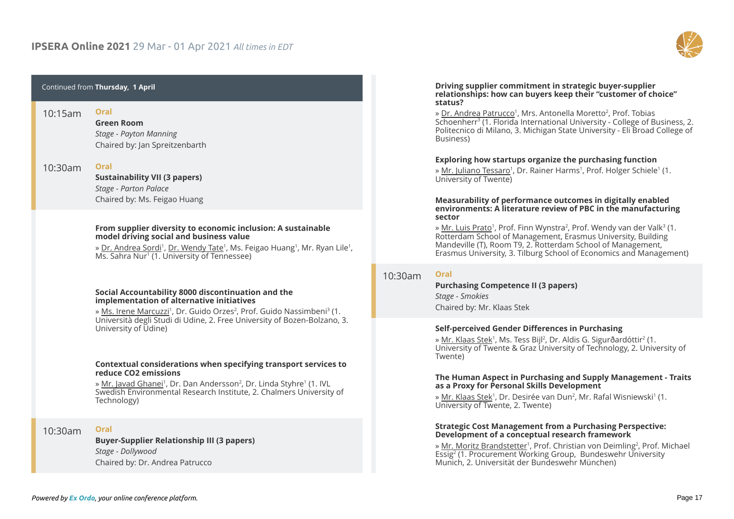Continued from **Thursday, 1 April**

**10:15am** **Oral**

**Green Room**

*Stage - Payton Manning*

Chaired by: Jan Spreitzenbarth

**10:30am** **Oral**

**Sustainability VII (3 papers)**

*Stage - Parton Palace*

Chaired by: Ms. Feigao Huang

**From supplier diversity to economic inclusion: A sustainable model driving social and business value**

» Dr. Andrea Sordi[1], Dr. Wendy Tate[1], Ms. Feigao Huang[1], Mr. Ryan Lile[1], Ms. Sahra Nur[1] (1. University of Tennessee)

**Social Accountability 8000 discontinuation and the implementation of alternative initiatives**

» Ms. Irene Marcuzzi[1], Dr. Guido Orzes[2], Prof. Guido Nassimbeni[3] (1. Università degli Studi di Udine, 2. Free University of Bozen-Bolzano, 3. University of Udine)

**Contextual considerations when specifying transport services to reduce CO2 emissions**

» Mr. Javad Ghanei[1], Dr. Dan Andersson[2], Dr. Linda Styhre[1] (1. IVL Swedish Environmental Research Institute, 2. Chalmers University of Technology)

**10:30am** **Oral**

**Buyer-Supplier Relationship III (3 papers)**

*Stage - Dollywood*

Chaired by: Dr. Andrea Patrucco

**Driving supplier commitment in strategic buyer-supplier relationships: how can buyers keep their "customer of choice" status?**

» Dr. Andrea Patrucco[1], Mrs. Antonella Moretto[2], Prof. Tobias Schoenherr[3] (1. Florida International University - College of Business, 2. Politecnico di Milano, 3. Michigan State University - Eli Broad College of Business)

**Exploring how startups organize the purchasing function**

» Mr. Juliano Tessaro[1], Dr. Rainer Harms[1], Prof. Holger Schiele[1] (1. University of Twente)

**Measurability of performance outcomes in digitally enabled environments: A literature review of PBC in the manufacturing sector**

» Mr. Luis Prato[1], Prof. Finn Wynstra[2], Prof. Wendy van der Valk[3] (1. Rotterdam School of Management, Erasmus University, Building Mandeville (T), Room T9, 2. Rotterdam School of Management, Erasmus University, 3. Tilburg School of Economics and Management)

**10:30am** **Oral**

**Purchasing Competence II (3 papers)**

*Stage - Smokies*

Chaired by: Mr. Klaas Stek

**Self-perceived Gender Differences in Purchasing**

» Mr. Klaas Stek[1], Ms. Tess Bijl[2], Dr. Aldis G. Sigurðardóttir[2] (1. University of Twente & Graz University of Technology, 2. University of Twente)

**The Human Aspect in Purchasing and Supply Management - Traits as a Proxy for Personal Skills Development**

» Mr. Klaas Stek[1], Dr. Desirée van Dun[2], Mr. Rafal Wisniewski[1] (1. University of Twente, 2. Twente)

**Strategic Cost Management from a Purchasing Perspective: Development of a conceptual research framework**

» Mr. Moritz Brandstetter[1], Prof. Christian von Deimling[2], Prof. Michael Essig[2] (1. Procurement Working Group, Bundeswehr University Munich, 2. Universität der Bundeswehr München)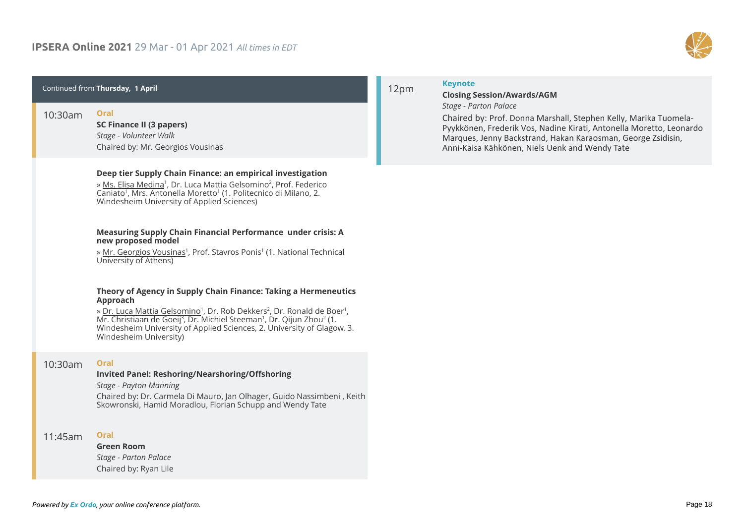Continued from **Thursday, 1 April**

10:30am **Oral**

**SC Finance II (3 papers)**

*Stage - Volunteer Walk*

Chaired by: Mr. Georgios Vousinas

**Deep tier Supply Chain Finance: an empirical investigation**

» Ms. Elisa Medina[1], Dr. Luca Mattia Gelsomino[2], Prof. Federico Caniato[1], Mrs. Antonella Moretto[1] (1. Politecnico di Milano, 2. Windesheim University of Applied Sciences)

**Measuring Supply Chain Financial Performance under crisis: A new proposed model**

» Mr. Georgios Vousinas[1], Prof. Stavros Ponis[1] (1. National Technical University of Athens)

**Theory of Agency in Supply Chain Finance: Taking a Hermeneutics Approach**

» Dr. Luca Mattia Gelsomino[1], Dr. Rob Dekkers[2], Dr. Ronald de Boer[1], Mr. Christiaan de Goeij[3], Dr. Michiel Steeman[1], Dr. Qijun Zhou[2] (1. Windesheim University of Applied Sciences, 2. University of Glagow, 3. Windesheim University)

10:30am **Oral**

**Invited Panel: Reshoring/Nearshoring/Offshoring**

*Stage - Payton Manning*

Chaired by: Dr. Carmela Di Mauro, Jan Olhager, Guido Nassimbeni , Keith Skowronski, Hamid Moradlou, Florian Schupp and Wendy Tate

11:45am **Oral**

**Green Room**

*Stage - Parton Palace*

Chaired by: Ryan Lile

12pm **Keynote**

**Closing Session/Awards/AGM**

*Stage - Parton Palace*

Chaired by: Prof. Donna Marshall, Stephen Kelly, Marika Tuomela-Pyykkönen, Frederik Vos, Nadine Kirati, Antonella Moretto, Leonardo Marques, Jenny Backstrand, Hakan Karaosman, George Zsidisin, Anni-Kaisa Kähkönen, Niels Uenk and Wendy Tate